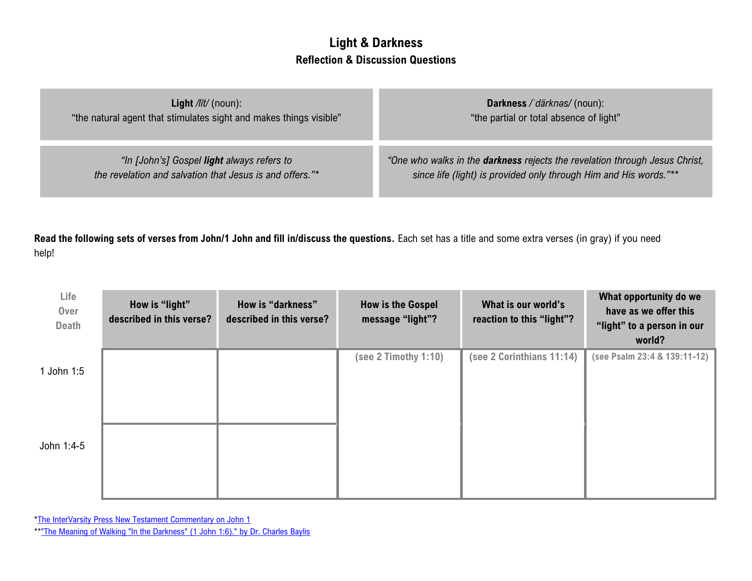# Light & Darkness

## Reflection & Discussion Questions

| **Light** */līt/* (noun): "the natural agent that stimulates sight and makes things visible" | **Darkness** */ˈdärknəs/* (noun): "the partial or total absence of light" |
|---|---|
| *"In [John's] Gospel **light** always refers to the revelation and salvation that Jesus is and offers."** | *"One who walks in the **darkness** rejects the revelation through Jesus Christ, since life (light) is provided only through Him and His words."*** |

**Read the following sets of verses from John/1 John and fill in/discuss the questions.** Each set has a title and some extra verses (in gray) if you need help!

| Life Over Death | How is "light" described in this verse? | How is "darkness" described in this verse? | How is the Gospel message "light"? | What is our world's reaction to this "light"? | What opportunity do we have as we offer this "light" to a person in our world? |
|---|---|---|---|---|---|
| 1 John 1:5 | | | (see 2 Timothy 1:10) | (see 2 Corinthians 11:14) | (see Psalm 23:4 & 139:11-12) |
| John 1:4-5 | | | | | |

*The InterVarsity Press New Testament Commentary on John 1

**"The Meaning of Walking "In the Darkness" (1 John 1:6)." by Dr. Charles Baylis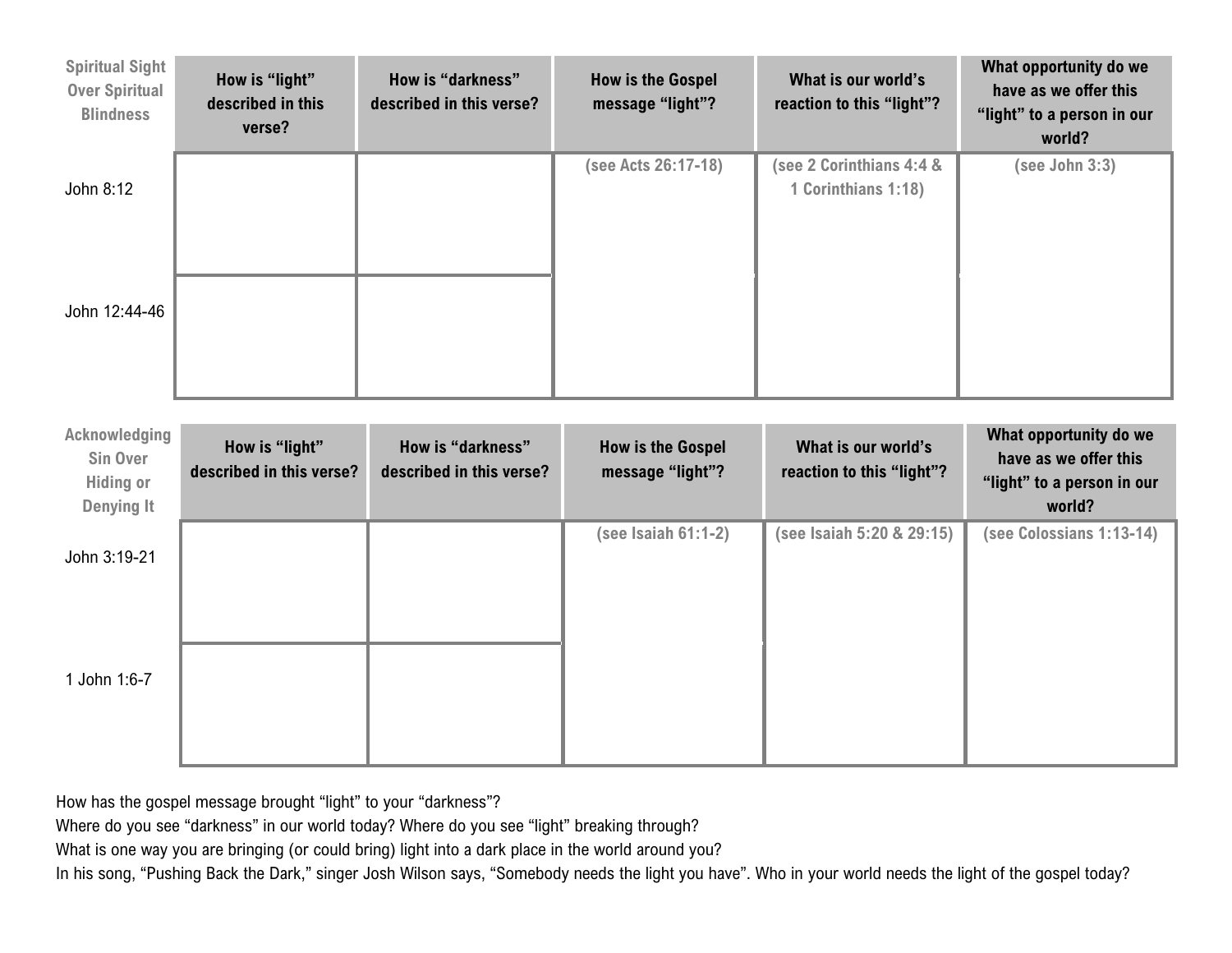| Spiritual Sight Over Spiritual Blindness | How is "light" described in this verse? | How is "darkness" described in this verse? | How is the Gospel message "light"? | What is our world's reaction to this "light"? | What opportunity do we have as we offer this "light" to a person in our world? |
|---|---|---|---|---|---|
| John 8:12 | | | (see Acts 26:17-18) | (see 2 Corinthians 4:4 & 1 Corinthians 1:18) | (see John 3:3) |
| John 12:44-46 | | | | | |

| Acknowledging Sin Over Hiding or Denying It | How is "light" described in this verse? | How is "darkness" described in this verse? | How is the Gospel message "light"? | What is our world's reaction to this "light"? | What opportunity do we have as we offer this "light" to a person in our world? |
|---|---|---|---|---|---|
| John 3:19-21 | | | (see Isaiah 61:1-2) | (see Isaiah 5:20 & 29:15) | (see Colossians 1:13-14) |
| 1 John 1:6-7 | | | | | |

How has the gospel message brought "light" to your "darkness"?

Where do you see "darkness" in our world today? Where do you see "light" breaking through?

What is one way you are bringing (or could bring) light into a dark place in the world around you?

In his song, "Pushing Back the Dark," singer Josh Wilson says, "Somebody needs the light you have". Who in your world needs the light of the gospel today?